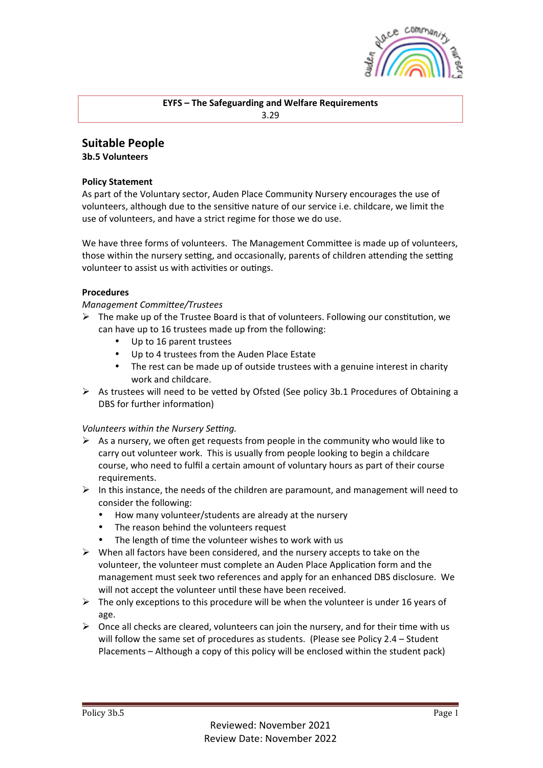**EYFS – The Safeguarding and Welfare Requirements**
3.29

## Suitable People

**3b.5 Volunteers**

**Policy Statement**

As part of the Voluntary sector, Auden Place Community Nursery encourages the use of volunteers, although due to the sensitive nature of our service i.e. childcare, we limit the use of volunteers, and have a strict regime for those we do use.

We have three forms of volunteers. The Management Committee is made up of volunteers, those within the nursery setting, and occasionally, parents of children attending the setting volunteer to assist us with activities or outings.

**Procedures**

*Management Committee/Trustees*

- The make up of the Trustee Board is that of volunteers. Following our constitution, we can have up to 16 trustees made up from the following:
  - Up to 16 parent trustees
  - Up to 4 trustees from the Auden Place Estate
  - The rest can be made up of outside trustees with a genuine interest in charity work and childcare.
- As trustees will need to be vetted by Ofsted (See policy 3b.1 Procedures of Obtaining a DBS for further information)

*Volunteers within the Nursery Setting.*

- As a nursery, we often get requests from people in the community who would like to carry out volunteer work. This is usually from people looking to begin a childcare course, who need to fulfil a certain amount of voluntary hours as part of their course requirements.
- In this instance, the needs of the children are paramount, and management will need to consider the following:
  - How many volunteer/students are already at the nursery
  - The reason behind the volunteers request
  - The length of time the volunteer wishes to work with us
- When all factors have been considered, and the nursery accepts to take on the volunteer, the volunteer must complete an Auden Place Application form and the management must seek two references and apply for an enhanced DBS disclosure. We will not accept the volunteer until these have been received.
- The only exceptions to this procedure will be when the volunteer is under 16 years of age.
- Once all checks are cleared, volunteers can join the nursery, and for their time with us will follow the same set of procedures as students. (Please see Policy 2.4 – Student Placements – Although a copy of this policy will be enclosed within the student pack)

Reviewed: November 2021
Review Date: November 2022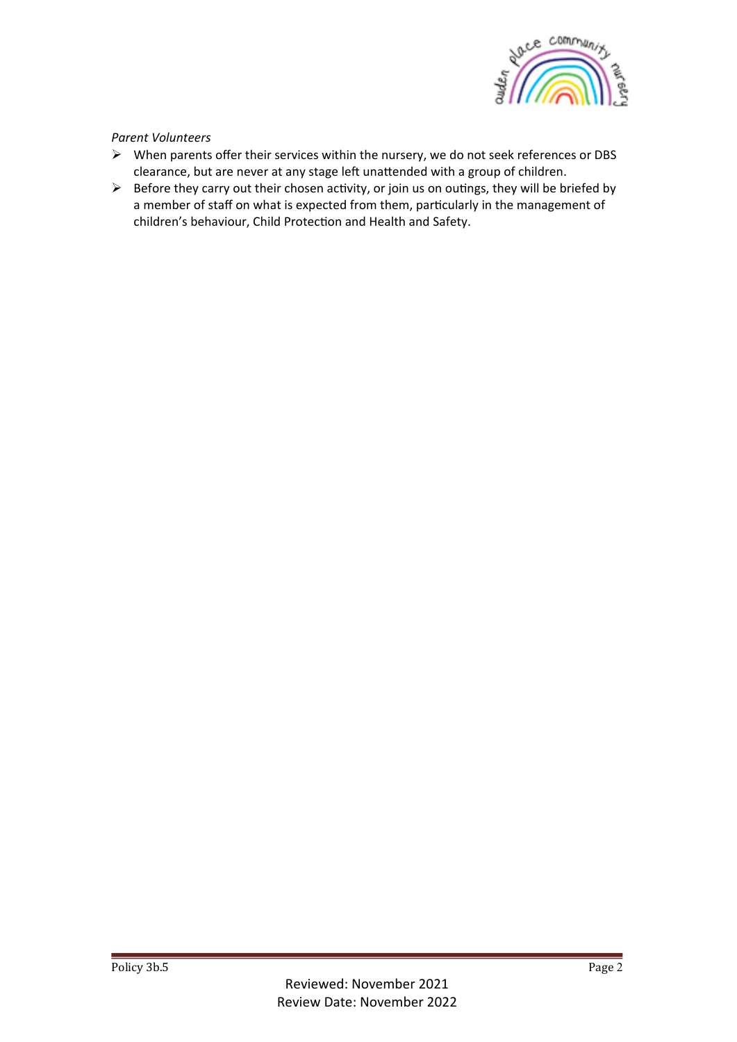*Parent Volunteers*

- When parents offer their services within the nursery, we do not seek references or DBS clearance, but are never at any stage left unattended with a group of children.
- Before they carry out their chosen activity, or join us on outings, they will be briefed by a member of staff on what is expected from them, particularly in the management of children's behaviour, Child Protection and Health and Safety.

Reviewed: November 2021
Review Date: November 2022